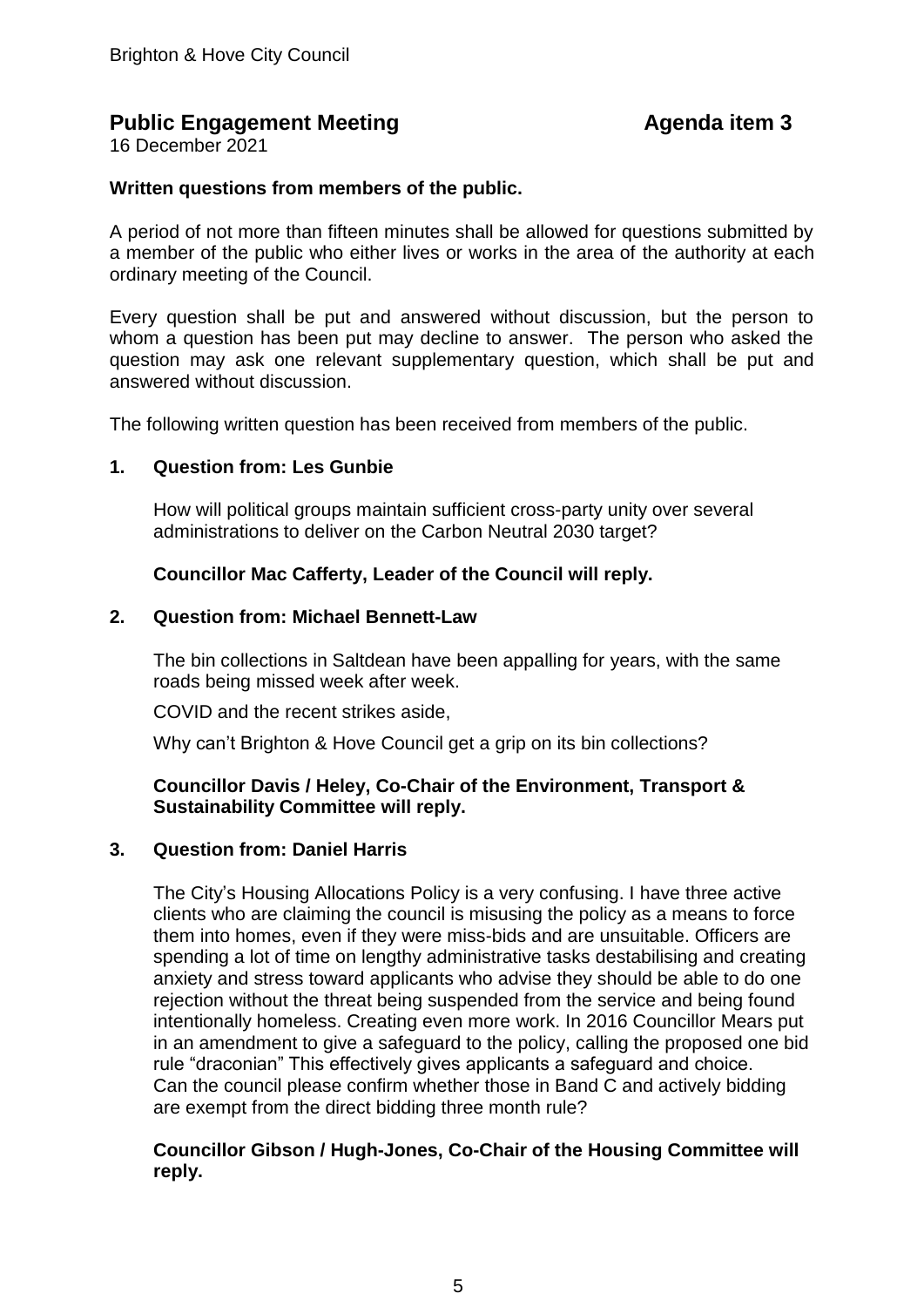Brighton & Hove City Council

# Public Engagement Meeting — Agenda item 3

16 December 2021

**Written questions from members of the public.**

A period of not more than fifteen minutes shall be allowed for questions submitted by a member of the public who either lives or works in the area of the authority at each ordinary meeting of the Council.

Every question shall be put and answered without discussion, but the person to whom a question has been put may decline to answer. The person who asked the question may ask one relevant supplementary question, which shall be put and answered without discussion.

The following written question has been received from members of the public.

## 1. Question from: Les Gunbie

How will political groups maintain sufficient cross-party unity over several administrations to deliver on the Carbon Neutral 2030 target?

**Councillor Mac Cafferty, Leader of the Council will reply.**

## 2. Question from: Michael Bennett-Law

The bin collections in Saltdean have been appalling for years, with the same roads being missed week after week.

COVID and the recent strikes aside,

Why can't Brighton & Hove Council get a grip on its bin collections?

**Councillor Davis / Heley, Co-Chair of the Environment, Transport & Sustainability Committee will reply.**

## 3. Question from: Daniel Harris

The City's Housing Allocations Policy is a very confusing. I have three active clients who are claiming the council is misusing the policy as a means to force them into homes, even if they were miss-bids and are unsuitable. Officers are spending a lot of time on lengthy administrative tasks destabilising and creating anxiety and stress toward applicants who advise they should be able to do one rejection without the threat being suspended from the service and being found intentionally homeless. Creating even more work. In 2016 Councillor Mears put in an amendment to give a safeguard to the policy, calling the proposed one bid rule "draconian" This effectively gives applicants a safeguard and choice. Can the council please confirm whether those in Band C and actively bidding are exempt from the direct bidding three month rule?

**Councillor Gibson / Hugh-Jones, Co-Chair of the Housing Committee will reply.**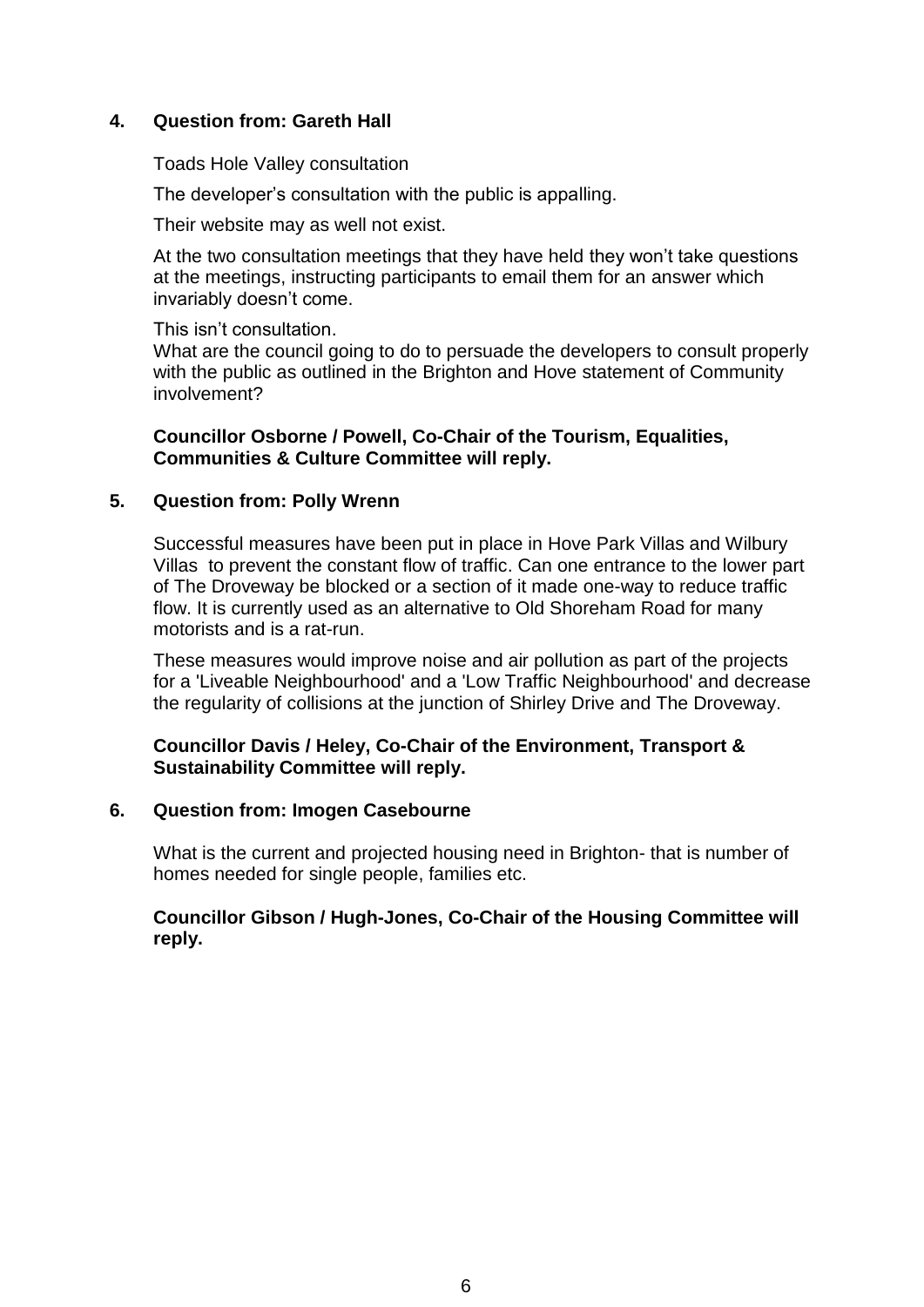**4. Question from: Gareth Hall**

Toads Hole Valley consultation

The developer's consultation with the public is appalling.

Their website may as well not exist.

At the two consultation meetings that they have held they won't take questions at the meetings, instructing participants to email them for an answer which invariably doesn't come.

This isn't consultation.
What are the council going to do to persuade the developers to consult properly with the public as outlined in the Brighton and Hove statement of Community involvement?

**Councillor Osborne / Powell, Co-Chair of the Tourism, Equalities, Communities & Culture Committee will reply.**

**5. Question from: Polly Wrenn**

Successful measures have been put in place in Hove Park Villas and Wilbury Villas to prevent the constant flow of traffic. Can one entrance to the lower part of The Droveway be blocked or a section of it made one-way to reduce traffic flow. It is currently used as an alternative to Old Shoreham Road for many motorists and is a rat-run.

These measures would improve noise and air pollution as part of the projects for a 'Liveable Neighbourhood' and a 'Low Traffic Neighbourhood' and decrease the regularity of collisions at the junction of Shirley Drive and The Droveway.

**Councillor Davis / Heley, Co-Chair of the Environment, Transport & Sustainability Committee will reply.**

**6. Question from: Imogen Casebourne**

What is the current and projected housing need in Brighton- that is number of homes needed for single people, families etc.

**Councillor Gibson / Hugh-Jones, Co-Chair of the Housing Committee will reply.**